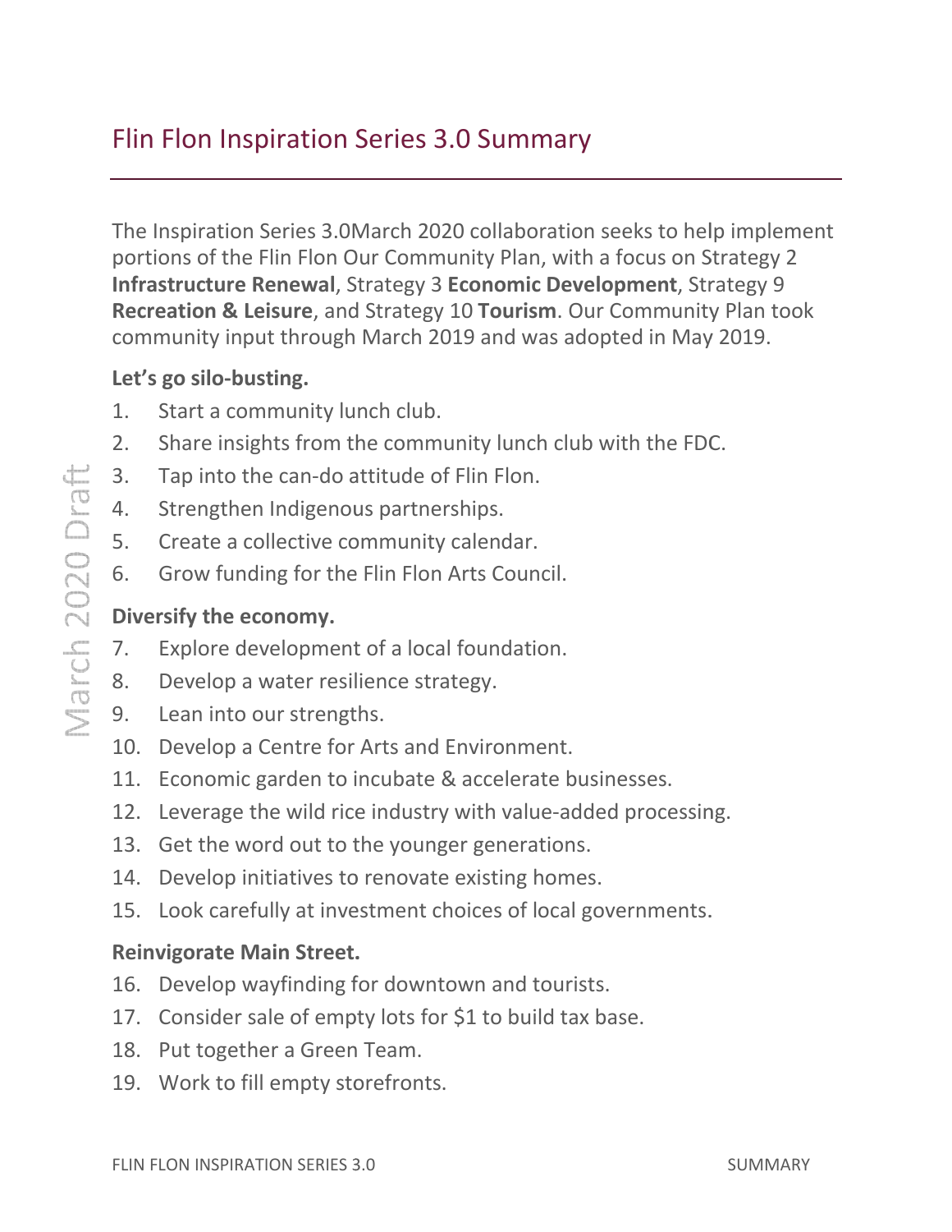# Flin Flon Inspiration Series 3.0 Summary

The Inspiration Series 3.0March 2020 collaboration seeks to help implement portions of the Flin Flon Our Community Plan, with a focus on Strategy 2 **Infrastructure Renewal**, Strategy 3 **Economic Development**, Strategy 9 **Recreation & Leisure**, and Strategy 10 **Tourism**. Our Community Plan took community input through March 2019 and was adopted in May 2019.

**Let's go silo-busting.**

1. Start a community lunch club.
2. Share insights from the community lunch club with the FDC.
3. Tap into the can-do attitude of Flin Flon.
4. Strengthen Indigenous partnerships.
5. Create a collective community calendar.
6. Grow funding for the Flin Flon Arts Council.

**Diversify the economy.**

7. Explore development of a local foundation.
8. Develop a water resilience strategy.
9. Lean into our strengths.
10. Develop a Centre for Arts and Environment.
11. Economic garden to incubate & accelerate businesses.
12. Leverage the wild rice industry with value-added processing.
13. Get the word out to the younger generations.
14. Develop initiatives to renovate existing homes.
15. Look carefully at investment choices of local governments.

**Reinvigorate Main Street.**

16. Develop wayfinding for downtown and tourists.
17. Consider sale of empty lots for $1 to build tax base.
18. Put together a Green Team.
19. Work to fill empty storefronts.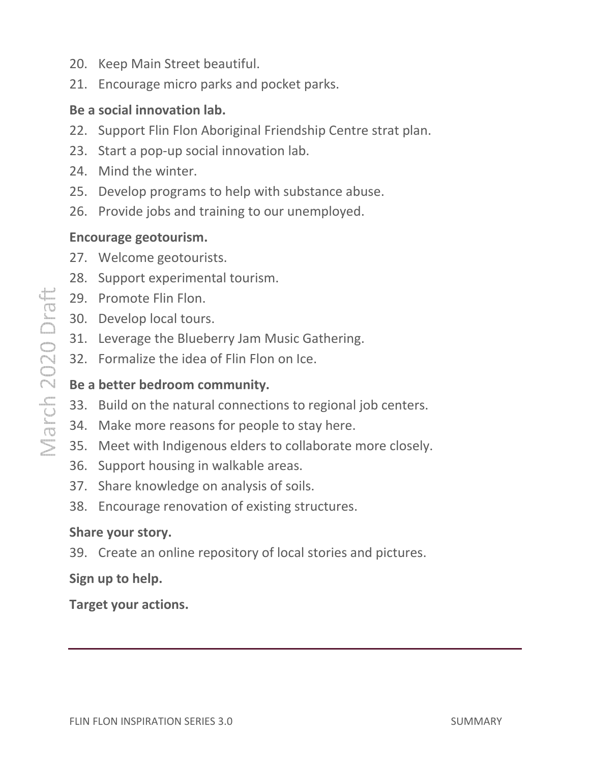20. Keep Main Street beautiful.
21. Encourage micro parks and pocket parks.

**Be a social innovation lab.**

22. Support Flin Flon Aboriginal Friendship Centre strat plan.
23. Start a pop-up social innovation lab.
24. Mind the winter.
25. Develop programs to help with substance abuse.
26. Provide jobs and training to our unemployed.

**Encourage geotourism.**

27. Welcome geotourists.
28. Support experimental tourism.
29. Promote Flin Flon.
30. Develop local tours.
31. Leverage the Blueberry Jam Music Gathering.
32. Formalize the idea of Flin Flon on Ice.

**Be a better bedroom community.**

33. Build on the natural connections to regional job centers.
34. Make more reasons for people to stay here.
35. Meet with Indigenous elders to collaborate more closely.
36. Support housing in walkable areas.
37. Share knowledge on analysis of soils.
38. Encourage renovation of existing structures.

**Share your story.**

39. Create an online repository of local stories and pictures.

**Sign up to help.**

**Target your actions.**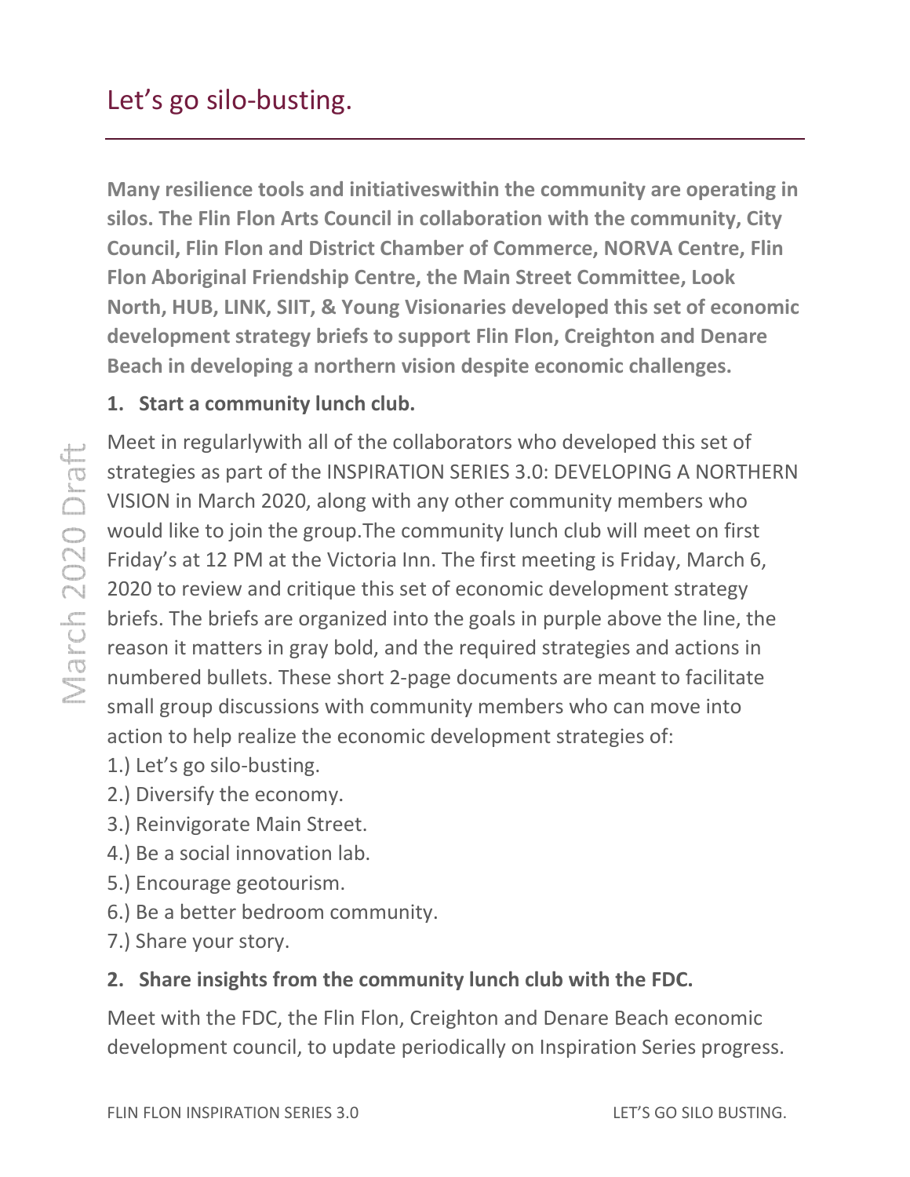# Let's go silo-busting.

**Many resilience tools and initiativeswithin the community are operating in silos. The Flin Flon Arts Council in collaboration with the community, City Council, Flin Flon and District Chamber of Commerce, NORVA Centre, Flin Flon Aboriginal Friendship Centre, the Main Street Committee, Look North, HUB, LINK, SIIT, & Young Visionaries developed this set of economic development strategy briefs to support Flin Flon, Creighton and Denare Beach in developing a northern vision despite economic challenges.**

**1. Start a community lunch club.**

Meet in regularlywith all of the collaborators who developed this set of strategies as part of the INSPIRATION SERIES 3.0: DEVELOPING A NORTHERN VISION in March 2020, along with any other community members who would like to join the group.The community lunch club will meet on first Friday's at 12 PM at the Victoria Inn. The first meeting is Friday, March 6, 2020 to review and critique this set of economic development strategy briefs. The briefs are organized into the goals in purple above the line, the reason it matters in gray bold, and the required strategies and actions in numbered bullets. These short 2-page documents are meant to facilitate small group discussions with community members who can move into action to help realize the economic development strategies of:

1.) Let's go silo-busting.
2.) Diversify the economy.
3.) Reinvigorate Main Street.
4.) Be a social innovation lab.
5.) Encourage geotourism.
6.) Be a better bedroom community.
7.) Share your story.

**2. Share insights from the community lunch club with the FDC.**

Meet with the FDC, the Flin Flon, Creighton and Denare Beach economic development council, to update periodically on Inspiration Series progress.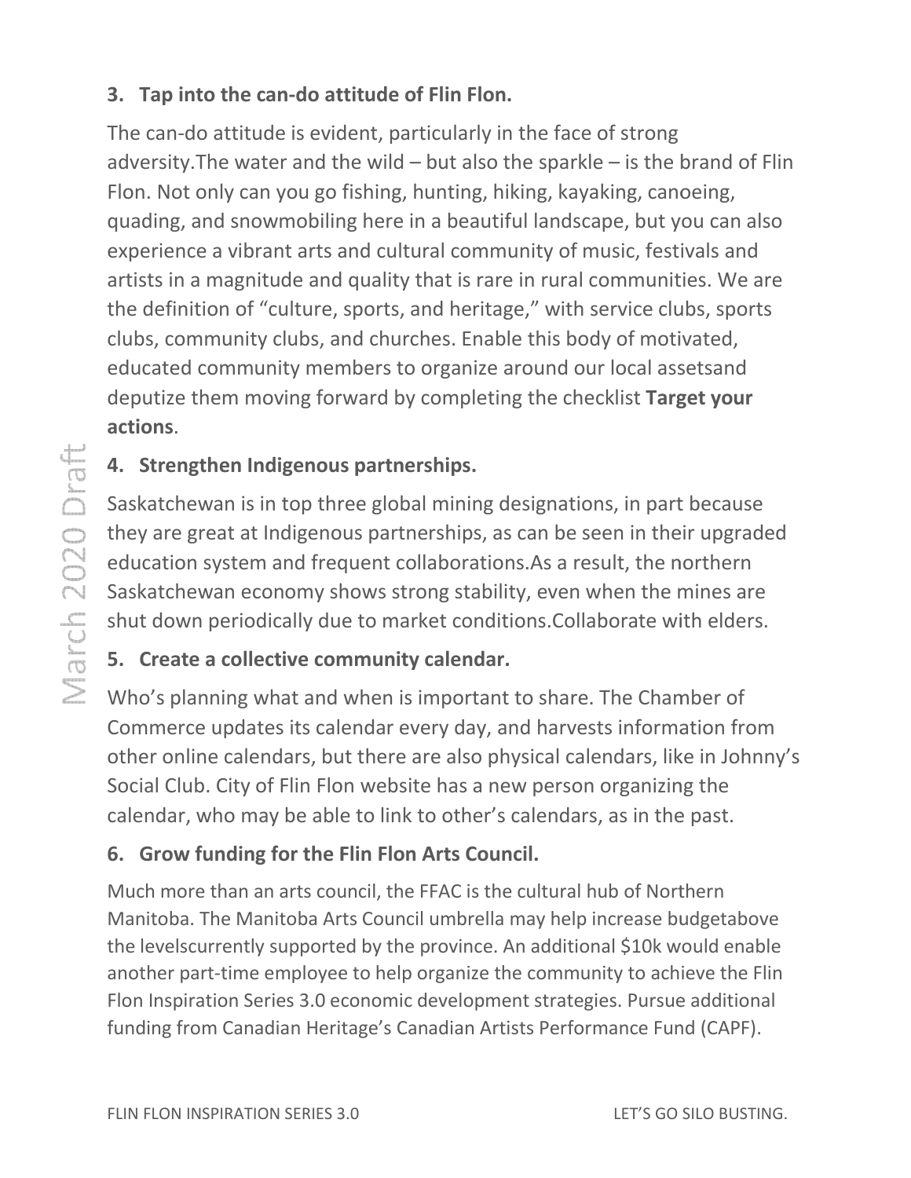### 3. Tap into the can-do attitude of Flin Flon.

The can-do attitude is evident, particularly in the face of strong adversity.The water and the wild – but also the sparkle – is the brand of Flin Flon. Not only can you go fishing, hunting, hiking, kayaking, canoeing, quading, and snowmobiling here in a beautiful landscape, but you can also experience a vibrant arts and cultural community of music, festivals and artists in a magnitude and quality that is rare in rural communities. We are the definition of "culture, sports, and heritage," with service clubs, sports clubs, community clubs, and churches. Enable this body of motivated, educated community members to organize around our local assetsand deputize them moving forward by completing the checklist **Target your actions**.

### 4. Strengthen Indigenous partnerships.

Saskatchewan is in top three global mining designations, in part because they are great at Indigenous partnerships, as can be seen in their upgraded education system and frequent collaborations.As a result, the northern Saskatchewan economy shows strong stability, even when the mines are shut down periodically due to market conditions.Collaborate with elders.

### 5. Create a collective community calendar.

Who's planning what and when is important to share. The Chamber of Commerce updates its calendar every day, and harvests information from other online calendars, but there are also physical calendars, like in Johnny's Social Club. City of Flin Flon website has a new person organizing the calendar, who may be able to link to other's calendars, as in the past.

### 6. Grow funding for the Flin Flon Arts Council.

Much more than an arts council, the FFAC is the cultural hub of Northern Manitoba. The Manitoba Arts Council umbrella may help increase budgetabove the levelscurrently supported by the province. An additional $10k would enable another part-time employee to help organize the community to achieve the Flin Flon Inspiration Series 3.0 economic development strategies. Pursue additional funding from Canadian Heritage's Canadian Artists Performance Fund (CAPF).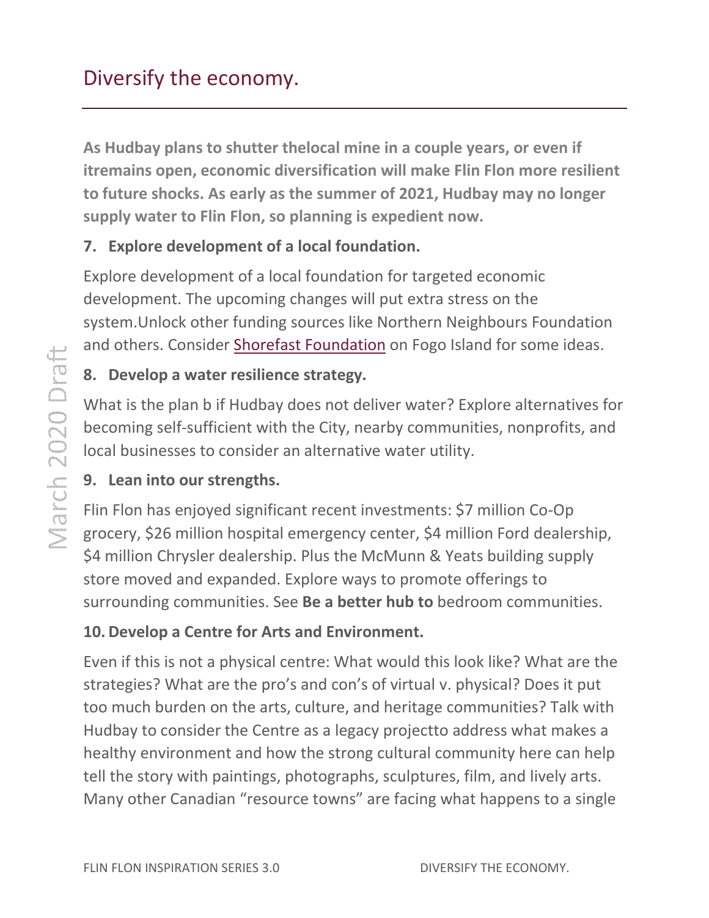# Diversify the economy.

**As Hudbay plans to shutter thelocal mine in a couple years, or even if itremains open, economic diversification will make Flin Flon more resilient to future shocks. As early as the summer of 2021, Hudbay may no longer supply water to Flin Flon, so planning is expedient now.**

### 7. Explore development of a local foundation.

Explore development of a local foundation for targeted economic development. The upcoming changes will put extra stress on the system.Unlock other funding sources like Northern Neighbours Foundation and others. Consider Shorefast Foundation on Fogo Island for some ideas.

### 8. Develop a water resilience strategy.

What is the plan b if Hudbay does not deliver water? Explore alternatives for becoming self-sufficient with the City, nearby communities, nonprofits, and local businesses to consider an alternative water utility.

### 9. Lean into our strengths.

Flin Flon has enjoyed significant recent investments: $7 million Co-Op grocery, $26 million hospital emergency center, $4 million Ford dealership, $4 million Chrysler dealership. Plus the McMunn & Yeats building supply store moved and expanded. Explore ways to promote offerings to surrounding communities. See **Be a better hub to** bedroom communities.

### 10. Develop a Centre for Arts and Environment.

Even if this is not a physical centre: What would this look like? What are the strategies? What are the pro's and con's of virtual v. physical? Does it put too much burden on the arts, culture, and heritage communities? Talk with Hudbay to consider the Centre as a legacy projectto address what makes a healthy environment and how the strong cultural community here can help tell the story with paintings, photographs, sculptures, film, and lively arts. Many other Canadian "resource towns" are facing what happens to a single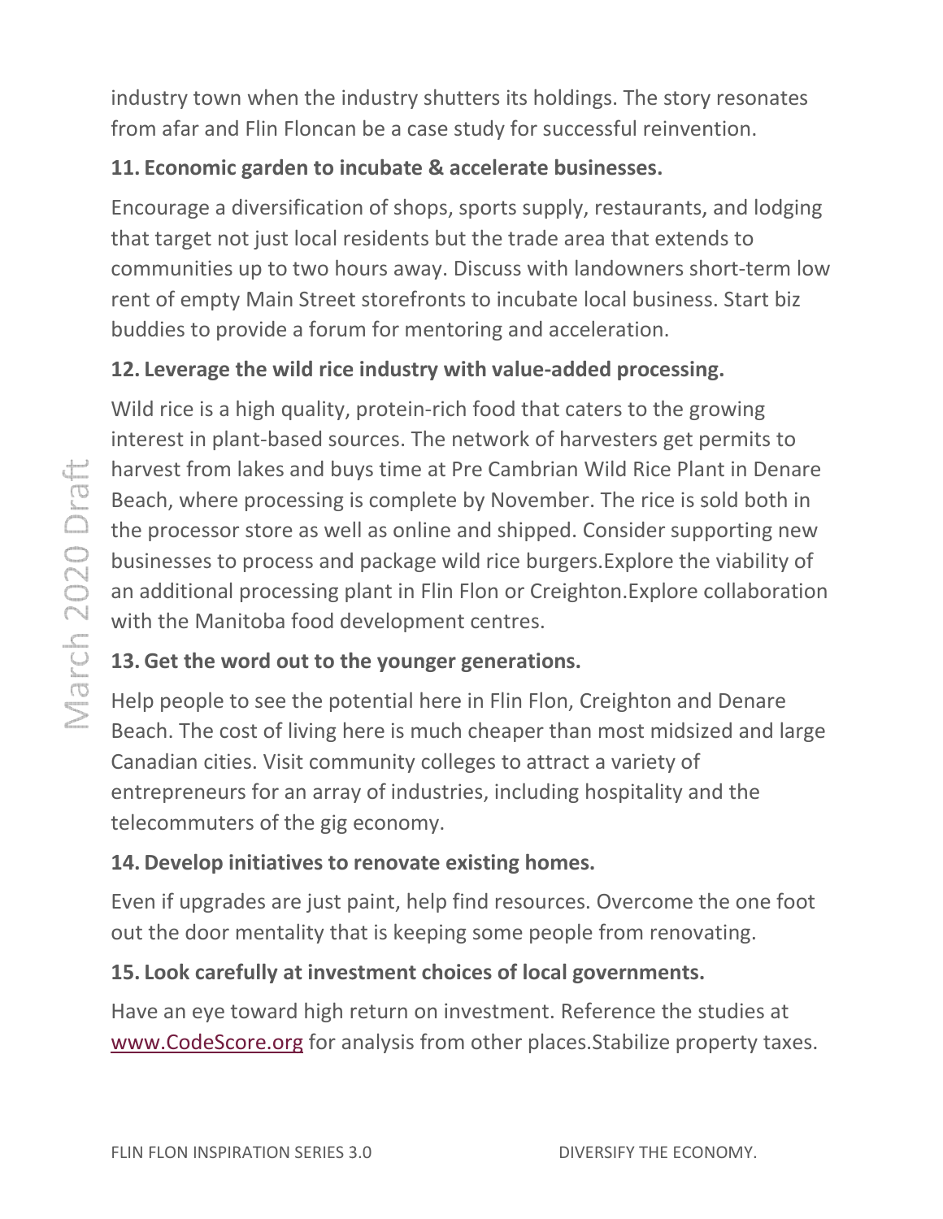industry town when the industry shutters its holdings. The story resonates from afar and Flin Floncan be a case study for successful reinvention.

**11. Economic garden to incubate & accelerate businesses.**

Encourage a diversification of shops, sports supply, restaurants, and lodging that target not just local residents but the trade area that extends to communities up to two hours away. Discuss with landowners short-term low rent of empty Main Street storefronts to incubate local business. Start biz buddies to provide a forum for mentoring and acceleration.

**12. Leverage the wild rice industry with value-added processing.**

Wild rice is a high quality, protein-rich food that caters to the growing interest in plant-based sources. The network of harvesters get permits to harvest from lakes and buys time at Pre Cambrian Wild Rice Plant in Denare Beach, where processing is complete by November. The rice is sold both in the processor store as well as online and shipped. Consider supporting new businesses to process and package wild rice burgers.Explore the viability of an additional processing plant in Flin Flon or Creighton.Explore collaboration with the Manitoba food development centres.

**13. Get the word out to the younger generations.**

Help people to see the potential here in Flin Flon, Creighton and Denare Beach. The cost of living here is much cheaper than most midsized and large Canadian cities. Visit community colleges to attract a variety of entrepreneurs for an array of industries, including hospitality and the telecommuters of the gig economy.

**14. Develop initiatives to renovate existing homes.**

Even if upgrades are just paint, help find resources. Overcome the one foot out the door mentality that is keeping some people from renovating.

**15. Look carefully at investment choices of local governments.**

Have an eye toward high return on investment. Reference the studies at www.CodeScore.org for analysis from other places.Stabilize property taxes.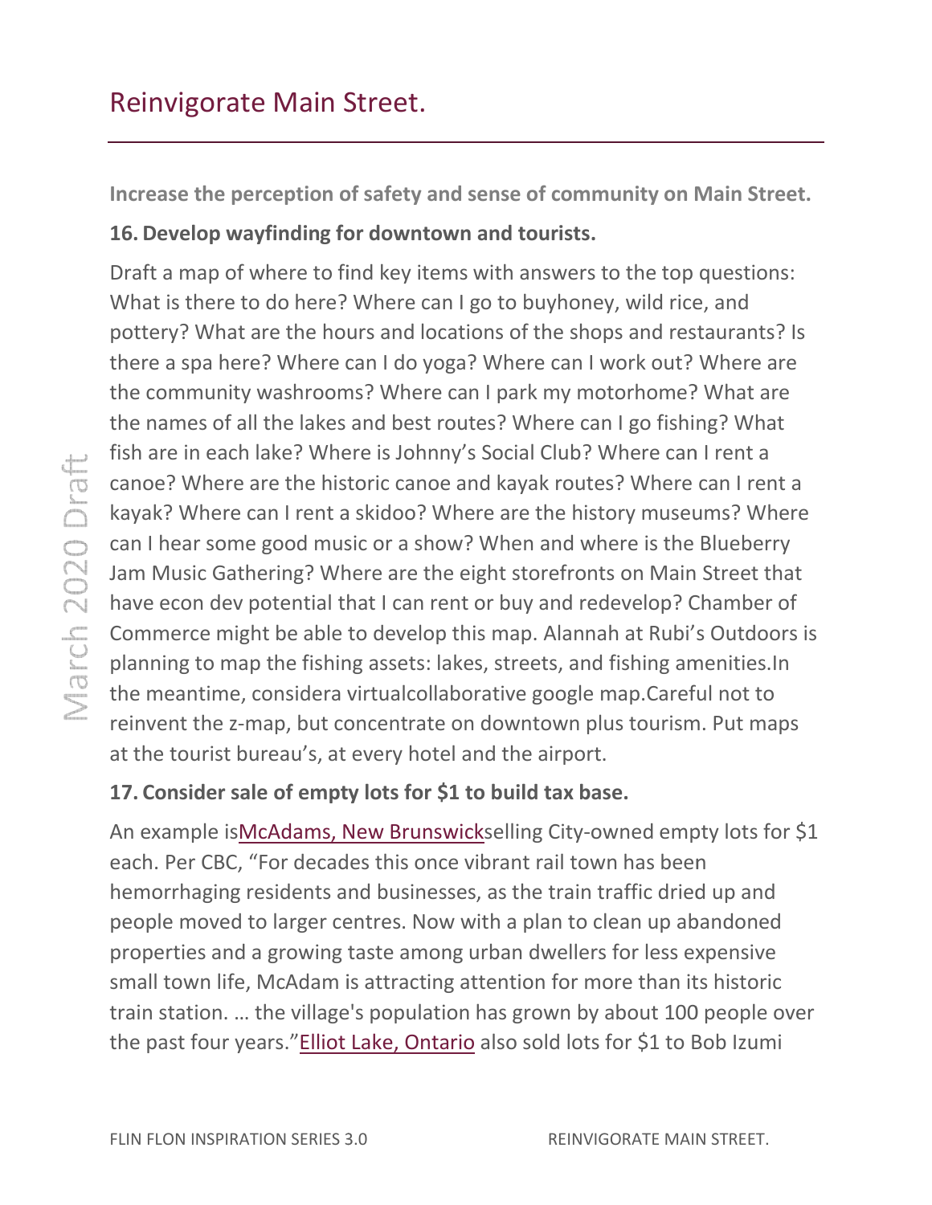## Reinvigorate Main Street.

**Increase the perception of safety and sense of community on Main Street.**

**16. Develop wayfinding for downtown and tourists.**

Draft a map of where to find key items with answers to the top questions: What is there to do here? Where can I go to buyhoney, wild rice, and pottery? What are the hours and locations of the shops and restaurants? Is there a spa here? Where can I do yoga? Where can I work out? Where are the community washrooms? Where can I park my motorhome? What are the names of all the lakes and best routes? Where can I go fishing? What fish are in each lake? Where is Johnny's Social Club? Where can I rent a canoe? Where are the historic canoe and kayak routes? Where can I rent a kayak? Where can I rent a skidoo? Where are the history museums? Where can I hear some good music or a show? When and where is the Blueberry Jam Music Gathering? Where are the eight storefronts on Main Street that have econ dev potential that I can rent or buy and redevelop? Chamber of Commerce might be able to develop this map. Alannah at Rubi's Outdoors is planning to map the fishing assets: lakes, streets, and fishing amenities.In the meantime, considera virtualcollaborative google map.Careful not to reinvent the z-map, but concentrate on downtown plus tourism. Put maps at the tourist bureau's, at every hotel and the airport.

**17. Consider sale of empty lots for $1 to build tax base.**

An example isMcAdams, New Brunswickselling City-owned empty lots for $1 each. Per CBC, "For decades this once vibrant rail town has been hemorrhaging residents and businesses, as the train traffic dried up and people moved to larger centres. Now with a plan to clean up abandoned properties and a growing taste among urban dwellers for less expensive small town life, McAdam is attracting attention for more than its historic train station. … the village's population has grown by about 100 people over the past four years."Elliot Lake, Ontario also sold lots for $1 to Bob Izumi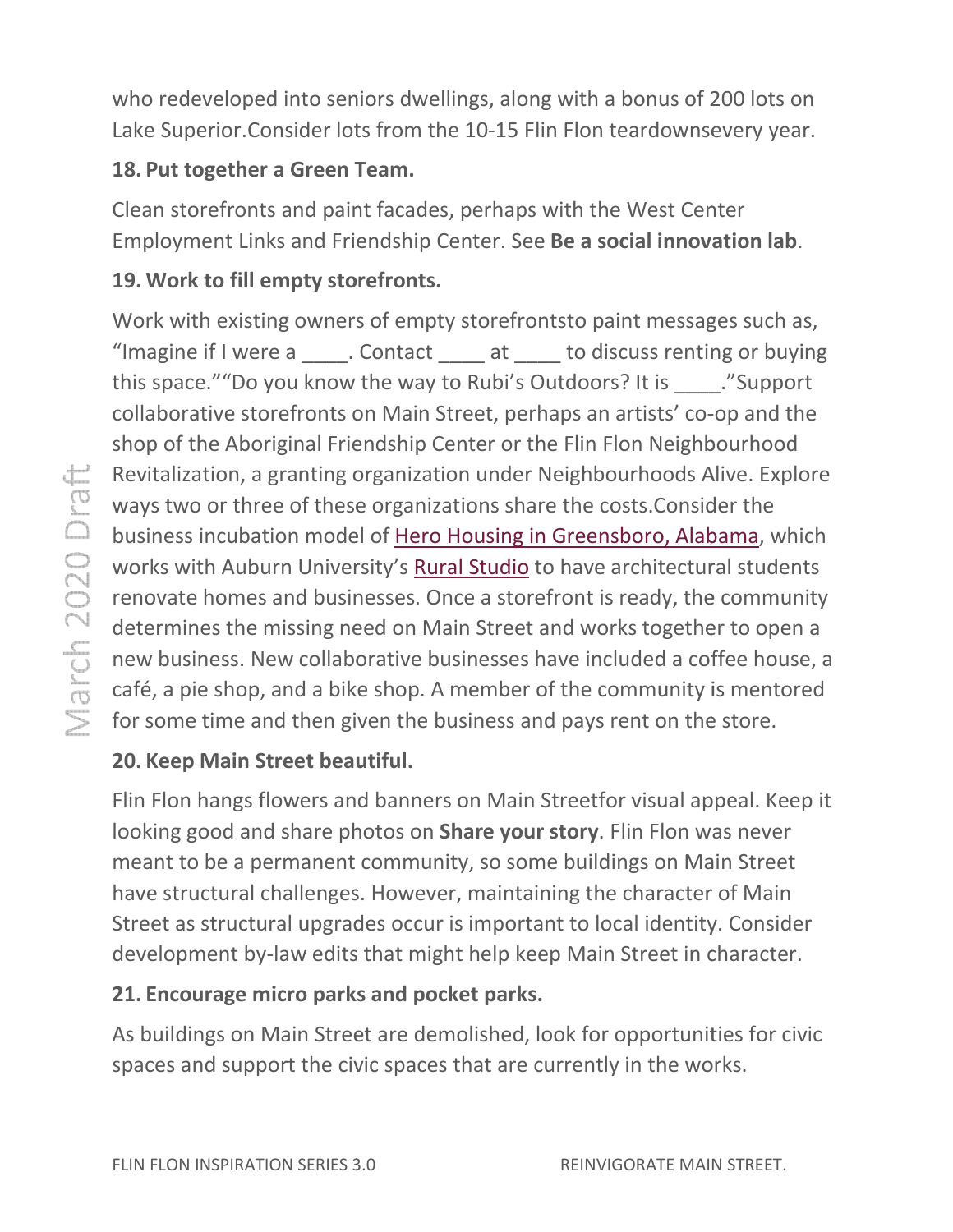who redeveloped into seniors dwellings, along with a bonus of 200 lots on Lake Superior.Consider lots from the 10-15 Flin Flon teardownsevery year.

### 18. Put together a Green Team.

Clean storefronts and paint facades, perhaps with the West Center Employment Links and Friendship Center. See **Be a social innovation lab**.

### 19. Work to fill empty storefronts.

Work with existing owners of empty storefrontsto paint messages such as, “Imagine if I were a ____. Contact ____ at ____ to discuss renting or buying this space.”“Do you know the way to Rubi’s Outdoors? It is ____.”Support collaborative storefronts on Main Street, perhaps an artists’ co-op and the shop of the Aboriginal Friendship Center or the Flin Flon Neighbourhood Revitalization, a granting organization under Neighbourhoods Alive. Explore ways two or three of these organizations share the costs.Consider the business incubation model of Hero Housing in Greensboro, Alabama, which works with Auburn University’s Rural Studio to have architectural students renovate homes and businesses. Once a storefront is ready, the community determines the missing need on Main Street and works together to open a new business. New collaborative businesses have included a coffee house, a café, a pie shop, and a bike shop. A member of the community is mentored for some time and then given the business and pays rent on the store.

### 20. Keep Main Street beautiful.

Flin Flon hangs flowers and banners on Main Streetfor visual appeal. Keep it looking good and share photos on **Share your story**. Flin Flon was never meant to be a permanent community, so some buildings on Main Street have structural challenges. However, maintaining the character of Main Street as structural upgrades occur is important to local identity. Consider development by-law edits that might help keep Main Street in character.

### 21. Encourage micro parks and pocket parks.

As buildings on Main Street are demolished, look for opportunities for civic spaces and support the civic spaces that are currently in the works.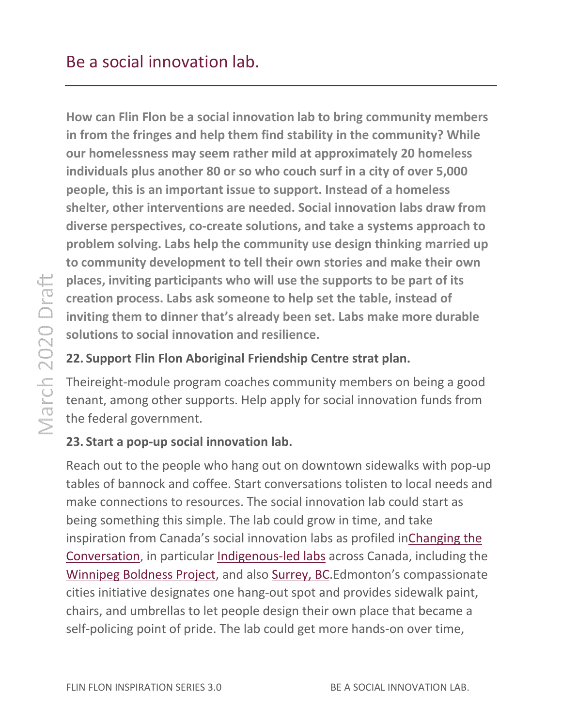# Be a social innovation lab.

**How can Flin Flon be a social innovation lab to bring community members in from the fringes and help them find stability in the community? While our homelessness may seem rather mild at approximately 20 homeless individuals plus another 80 or so who couch surf in a city of over 5,000 people, this is an important issue to support. Instead of a homeless shelter, other interventions are needed. Social innovation labs draw from diverse perspectives, co-create solutions, and take a systems approach to problem solving. Labs help the community use design thinking married up to community development to tell their own stories and make their own places, inviting participants who will use the supports to be part of its creation process. Labs ask someone to help set the table, instead of inviting them to dinner that's already been set. Labs make more durable solutions to social innovation and resilience.**

**22. Support Flin Flon Aboriginal Friendship Centre strat plan.**

Theireight-module program coaches community members on being a good tenant, among other supports. Help apply for social innovation funds from the federal government.

**23. Start a pop-up social innovation lab.**

Reach out to the people who hang out on downtown sidewalks with pop-up tables of bannock and coffee. Start conversations tolisten to local needs and make connections to resources. The social innovation lab could start as being something this simple. The lab could grow in time, and take inspiration from Canada's social innovation labs as profiled inChanging the Conversation, in particular Indigenous-led labs across Canada, including the Winnipeg Boldness Project, and also Surrey, BC.Edmonton's compassionate cities initiative designates one hang-out spot and provides sidewalk paint, chairs, and umbrellas to let people design their own place that became a self-policing point of pride. The lab could get more hands-on over time,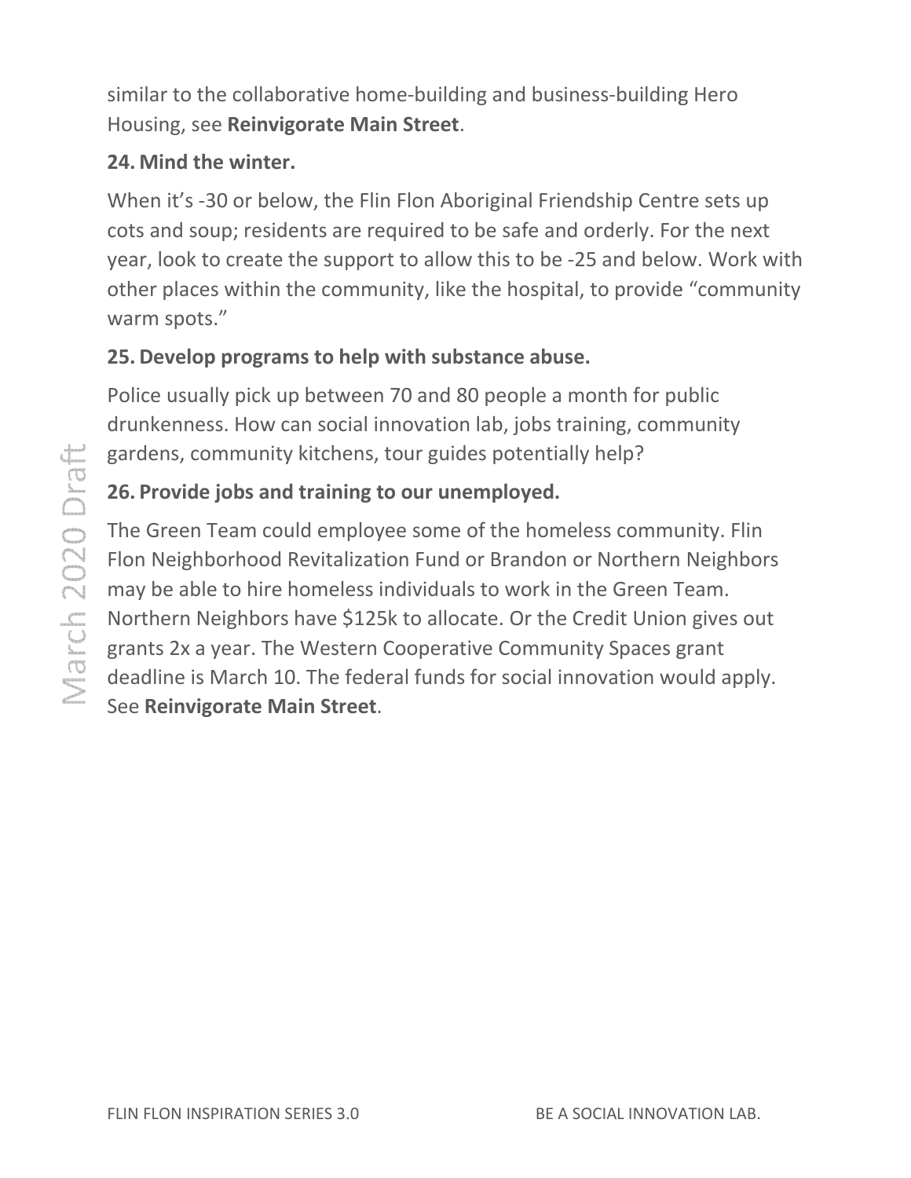similar to the collaborative home-building and business-building Hero Housing, see **Reinvigorate Main Street**.

### 24. Mind the winter.

When it's -30 or below, the Flin Flon Aboriginal Friendship Centre sets up cots and soup; residents are required to be safe and orderly. For the next year, look to create the support to allow this to be -25 and below. Work with other places within the community, like the hospital, to provide "community warm spots."

### 25. Develop programs to help with substance abuse.

Police usually pick up between 70 and 80 people a month for public drunkenness. How can social innovation lab, jobs training, community gardens, community kitchens, tour guides potentially help?

### 26. Provide jobs and training to our unemployed.

The Green Team could employee some of the homeless community. Flin Flon Neighborhood Revitalization Fund or Brandon or Northern Neighbors may be able to hire homeless individuals to work in the Green Team. Northern Neighbors have $125k to allocate. Or the Credit Union gives out grants 2x a year. The Western Cooperative Community Spaces grant deadline is March 10. The federal funds for social innovation would apply. See **Reinvigorate Main Street**.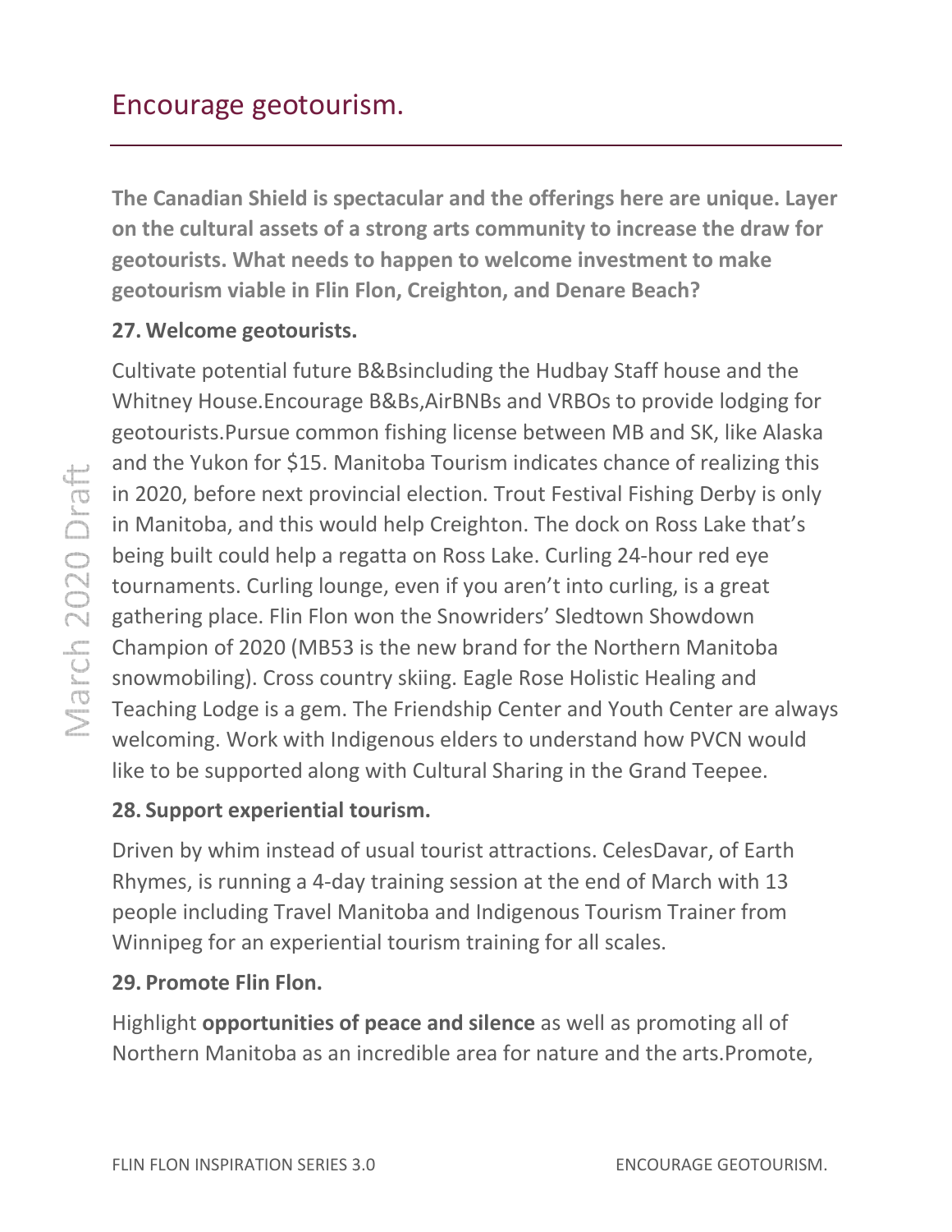# Encourage geotourism.

**The Canadian Shield is spectacular and the offerings here are unique. Layer on the cultural assets of a strong arts community to increase the draw for geotourists. What needs to happen to welcome investment to make geotourism viable in Flin Flon, Creighton, and Denare Beach?**

**27. Welcome geotourists.**

Cultivate potential future B&Bsincluding the Hudbay Staff house and the Whitney House.Encourage B&Bs,AirBNBs and VRBOs to provide lodging for geotourists.Pursue common fishing license between MB and SK, like Alaska and the Yukon for $15. Manitoba Tourism indicates chance of realizing this in 2020, before next provincial election. Trout Festival Fishing Derby is only in Manitoba, and this would help Creighton. The dock on Ross Lake that's being built could help a regatta on Ross Lake. Curling 24-hour red eye tournaments. Curling lounge, even if you aren't into curling, is a great gathering place. Flin Flon won the Snowriders' Sledtown Showdown Champion of 2020 (MB53 is the new brand for the Northern Manitoba snowmobiling). Cross country skiing. Eagle Rose Holistic Healing and Teaching Lodge is a gem. The Friendship Center and Youth Center are always welcoming. Work with Indigenous elders to understand how PVCN would like to be supported along with Cultural Sharing in the Grand Teepee.

**28. Support experiential tourism.**

Driven by whim instead of usual tourist attractions. CelesDavar, of Earth Rhymes, is running a 4-day training session at the end of March with 13 people including Travel Manitoba and Indigenous Tourism Trainer from Winnipeg for an experiential tourism training for all scales.

**29. Promote Flin Flon.**

Highlight **opportunities of peace and silence** as well as promoting all of Northern Manitoba as an incredible area for nature and the arts.Promote,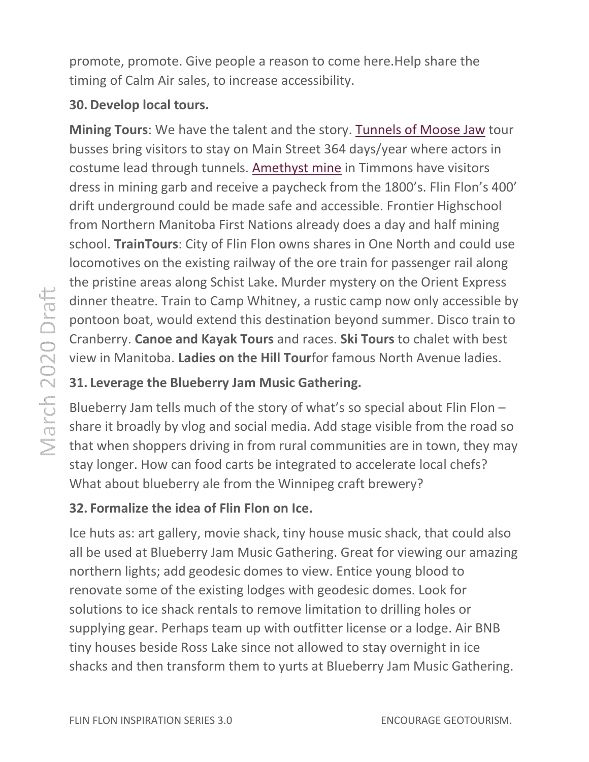promote, promote. Give people a reason to come here.Help share the timing of Calm Air sales, to increase accessibility.

**30. Develop local tours.**

**Mining Tours**: We have the talent and the story. Tunnels of Moose Jaw tour busses bring visitors to stay on Main Street 364 days/year where actors in costume lead through tunnels. Amethyst mine in Timmons have visitors dress in mining garb and receive a paycheck from the 1800's. Flin Flon's 400' drift underground could be made safe and accessible. Frontier Highschool from Northern Manitoba First Nations already does a day and half mining school. **TrainTours**: City of Flin Flon owns shares in One North and could use locomotives on the existing railway of the ore train for passenger rail along the pristine areas along Schist Lake. Murder mystery on the Orient Express dinner theatre. Train to Camp Whitney, a rustic camp now only accessible by pontoon boat, would extend this destination beyond summer. Disco train to Cranberry. **Canoe and Kayak Tours** and races. **Ski Tours** to chalet with best view in Manitoba. **Ladies on the Hill Tour**for famous North Avenue ladies.

**31. Leverage the Blueberry Jam Music Gathering.**

Blueberry Jam tells much of the story of what's so special about Flin Flon – share it broadly by vlog and social media. Add stage visible from the road so that when shoppers driving in from rural communities are in town, they may stay longer. How can food carts be integrated to accelerate local chefs? What about blueberry ale from the Winnipeg craft brewery?

**32. Formalize the idea of Flin Flon on Ice.**

Ice huts as: art gallery, movie shack, tiny house music shack, that could also all be used at Blueberry Jam Music Gathering. Great for viewing our amazing northern lights; add geodesic domes to view. Entice young blood to renovate some of the existing lodges with geodesic domes. Look for solutions to ice shack rentals to remove limitation to drilling holes or supplying gear. Perhaps team up with outfitter license or a lodge. Air BNB tiny houses beside Ross Lake since not allowed to stay overnight in ice shacks and then transform them to yurts at Blueberry Jam Music Gathering.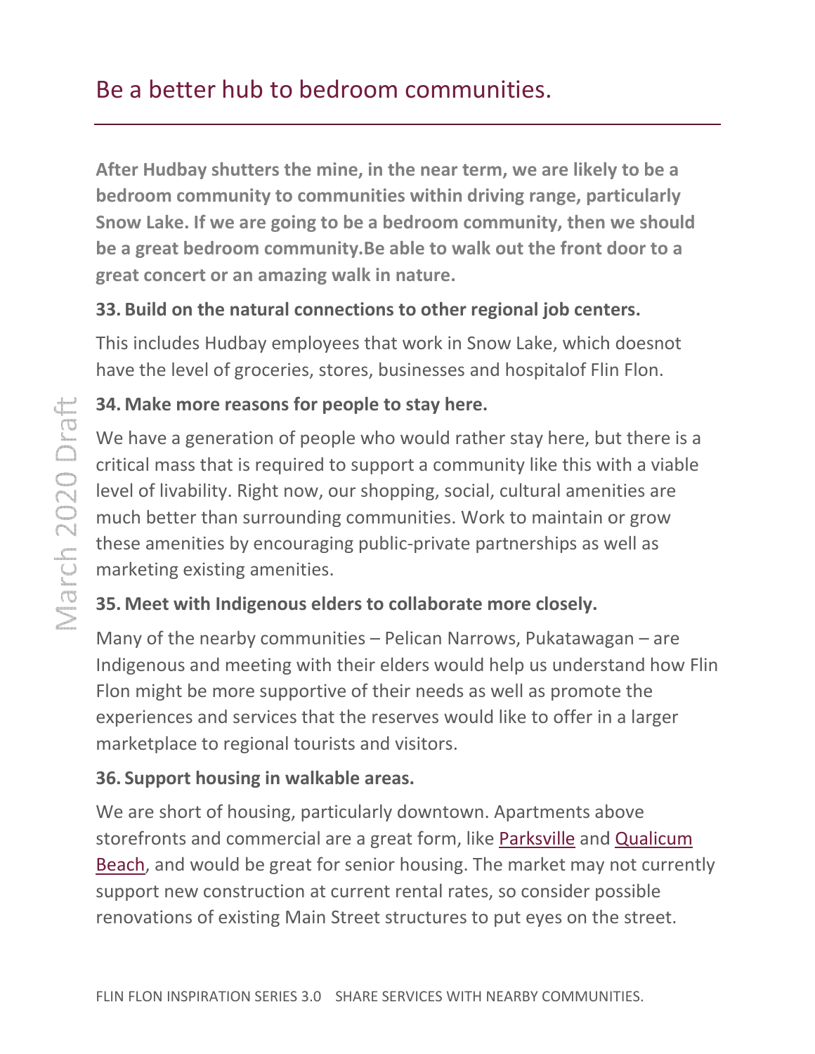# Be a better hub to bedroom communities.

**After Hudbay shutters the mine, in the near term, we are likely to be a bedroom community to communities within driving range, particularly Snow Lake. If we are going to be a bedroom community, then we should be a great bedroom community.Be able to walk out the front door to a great concert or an amazing walk in nature.**

**33. Build on the natural connections to other regional job centers.**

This includes Hudbay employees that work in Snow Lake, which doesnot have the level of groceries, stores, businesses and hospitalof Flin Flon.

**34. Make more reasons for people to stay here.**

We have a generation of people who would rather stay here, but there is a critical mass that is required to support a community like this with a viable level of livability. Right now, our shopping, social, cultural amenities are much better than surrounding communities. Work to maintain or grow these amenities by encouraging public-private partnerships as well as marketing existing amenities.

**35. Meet with Indigenous elders to collaborate more closely.**

Many of the nearby communities – Pelican Narrows, Pukatawagan – are Indigenous and meeting with their elders would help us understand how Flin Flon might be more supportive of their needs as well as promote the experiences and services that the reserves would like to offer in a larger marketplace to regional tourists and visitors.

**36. Support housing in walkable areas.**

We are short of housing, particularly downtown. Apartments above storefronts and commercial are a great form, like Parksville and Qualicum Beach, and would be great for senior housing. The market may not currently support new construction at current rental rates, so consider possible renovations of existing Main Street structures to put eyes on the street.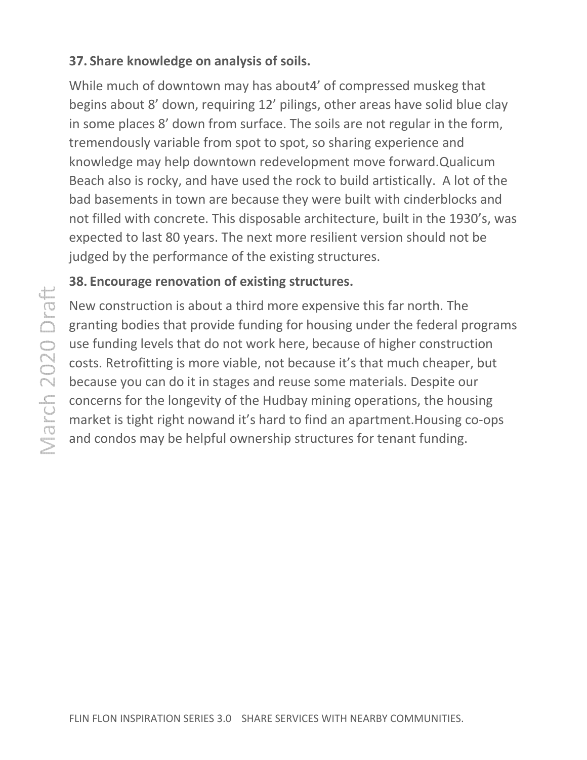### 37. Share knowledge on analysis of soils.

While much of downtown may has about4' of compressed muskeg that begins about 8' down, requiring 12' pilings, other areas have solid blue clay in some places 8' down from surface. The soils are not regular in the form, tremendously variable from spot to spot, so sharing experience and knowledge may help downtown redevelopment move forward.Qualicum Beach also is rocky, and have used the rock to build artistically. A lot of the bad basements in town are because they were built with cinderblocks and not filled with concrete. This disposable architecture, built in the 1930's, was expected to last 80 years. The next more resilient version should not be judged by the performance of the existing structures.

### 38. Encourage renovation of existing structures.

New construction is about a third more expensive this far north. The granting bodies that provide funding for housing under the federal programs use funding levels that do not work here, because of higher construction costs. Retrofitting is more viable, not because it's that much cheaper, but because you can do it in stages and reuse some materials. Despite our concerns for the longevity of the Hudbay mining operations, the housing market is tight right nowand it's hard to find an apartment.Housing co-ops and condos may be helpful ownership structures for tenant funding.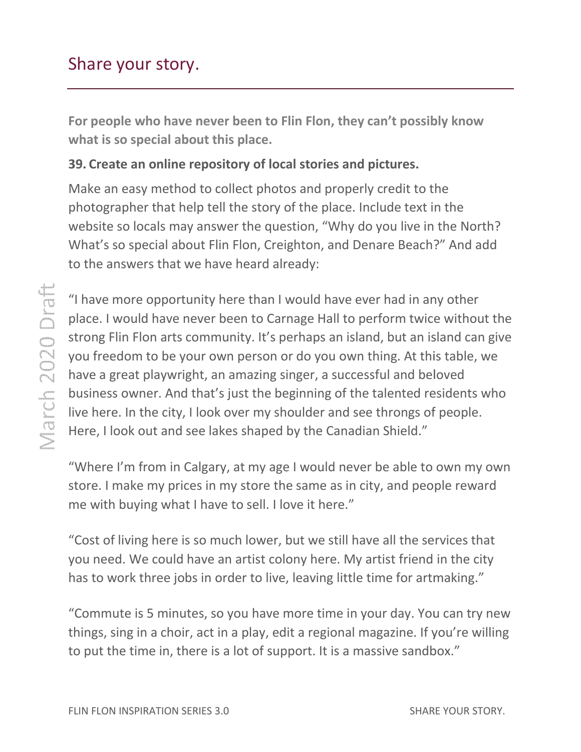# Share your story.

**For people who have never been to Flin Flon, they can't possibly know what is so special about this place.**

**39. Create an online repository of local stories and pictures.**

Make an easy method to collect photos and properly credit to the photographer that help tell the story of the place. Include text in the website so locals may answer the question, "Why do you live in the North? What's so special about Flin Flon, Creighton, and Denare Beach?" And add to the answers that we have heard already:

"I have more opportunity here than I would have ever had in any other place. I would have never been to Carnage Hall to perform twice without the strong Flin Flon arts community. It's perhaps an island, but an island can give you freedom to be your own person or do you own thing. At this table, we have a great playwright, an amazing singer, a successful and beloved business owner. And that's just the beginning of the talented residents who live here. In the city, I look over my shoulder and see throngs of people. Here, I look out and see lakes shaped by the Canadian Shield."

"Where I'm from in Calgary, at my age I would never be able to own my own store. I make my prices in my store the same as in city, and people reward me with buying what I have to sell. I love it here."

"Cost of living here is so much lower, but we still have all the services that you need. We could have an artist colony here. My artist friend in the city has to work three jobs in order to live, leaving little time for artmaking."

"Commute is 5 minutes, so you have more time in your day. You can try new things, sing in a choir, act in a play, edit a regional magazine. If you're willing to put the time in, there is a lot of support. It is a massive sandbox."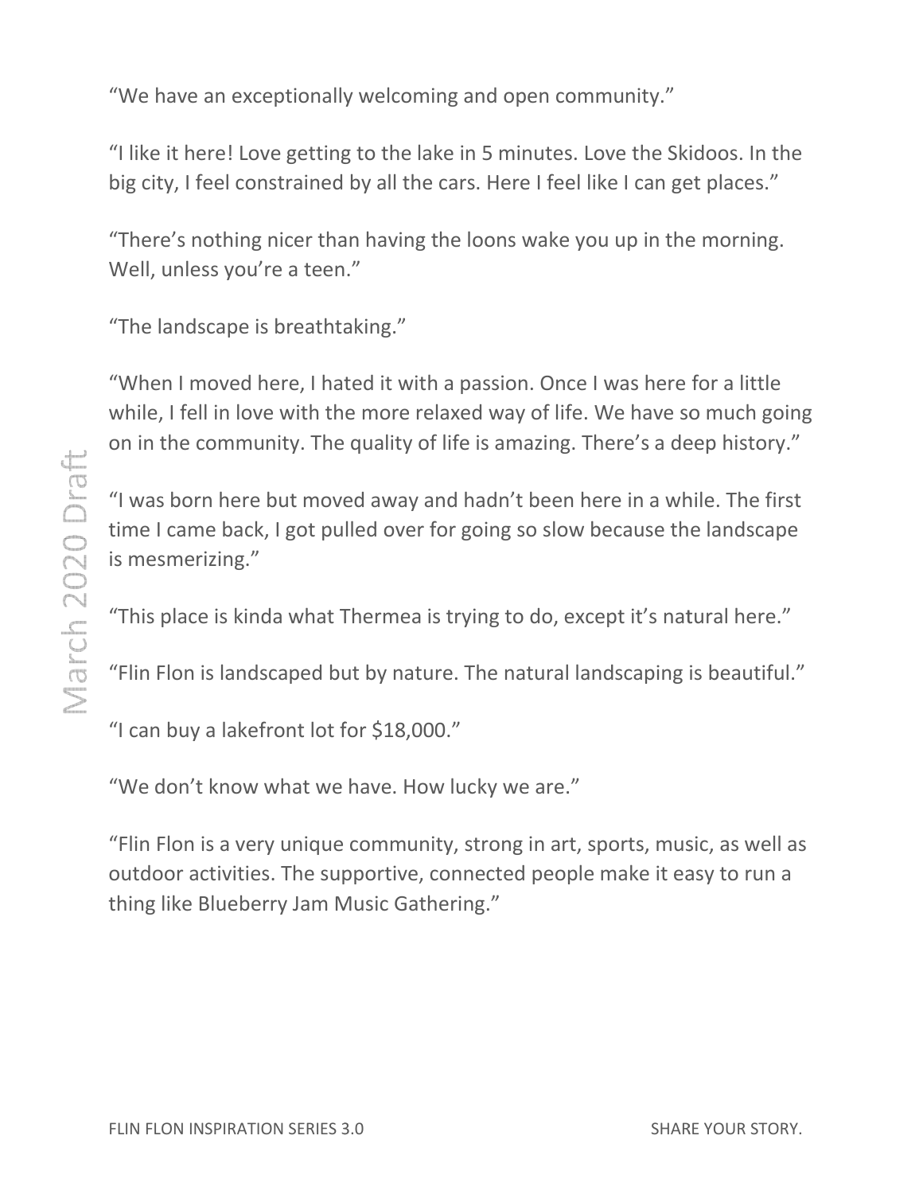"We have an exceptionally welcoming and open community."

"I like it here! Love getting to the lake in 5 minutes. Love the Skidoos. In the big city, I feel constrained by all the cars. Here I feel like I can get places."

"There's nothing nicer than having the loons wake you up in the morning. Well, unless you're a teen."

"The landscape is breathtaking."

"When I moved here, I hated it with a passion. Once I was here for a little while, I fell in love with the more relaxed way of life. We have so much going on in the community. The quality of life is amazing. There's a deep history."

"I was born here but moved away and hadn't been here in a while. The first time I came back, I got pulled over for going so slow because the landscape is mesmerizing."

"This place is kinda what Thermea is trying to do, except it's natural here."

"Flin Flon is landscaped but by nature. The natural landscaping is beautiful."

"I can buy a lakefront lot for $18,000."

"We don't know what we have. How lucky we are."

"Flin Flon is a very unique community, strong in art, sports, music, as well as outdoor activities. The supportive, connected people make it easy to run a thing like Blueberry Jam Music Gathering."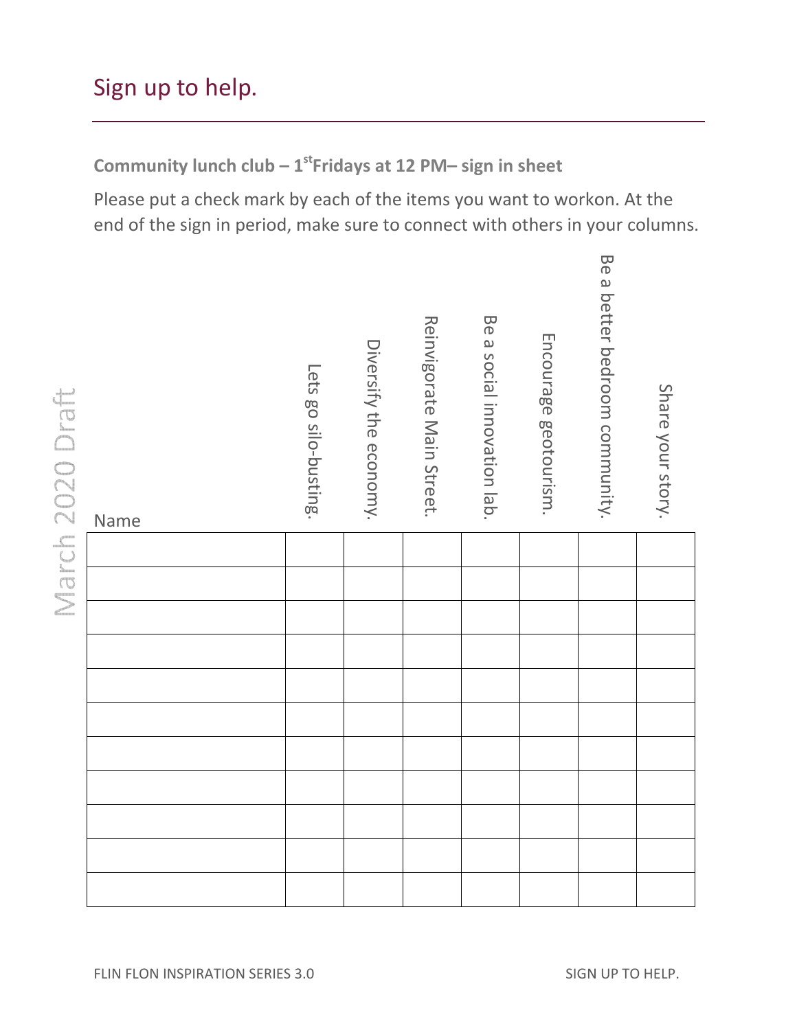# Sign up to help.

**Community lunch club – 1st Fridays at 12 PM– sign in sheet**

Please put a check mark by each of the items you want to workon. At the end of the sign in period, make sure to connect with others in your columns.

March 2020 Draft

| Name | Lets go silo-busting. | Diversify the economy. | Reinvigorate Main Street. | Be a social innovation lab. | Encourage geotourism. | Be a better bedroom community. | Share your story. |
|---|---|---|---|---|---|---|---|
| | | | | | | | |
| | | | | | | | |
| | | | | | | | |
| | | | | | | | |
| | | | | | | | |
| | | | | | | | |
| | | | | | | | |
| | | | | | | | |
| | | | | | | | |
| | | | | | | | |
| | | | | | | | |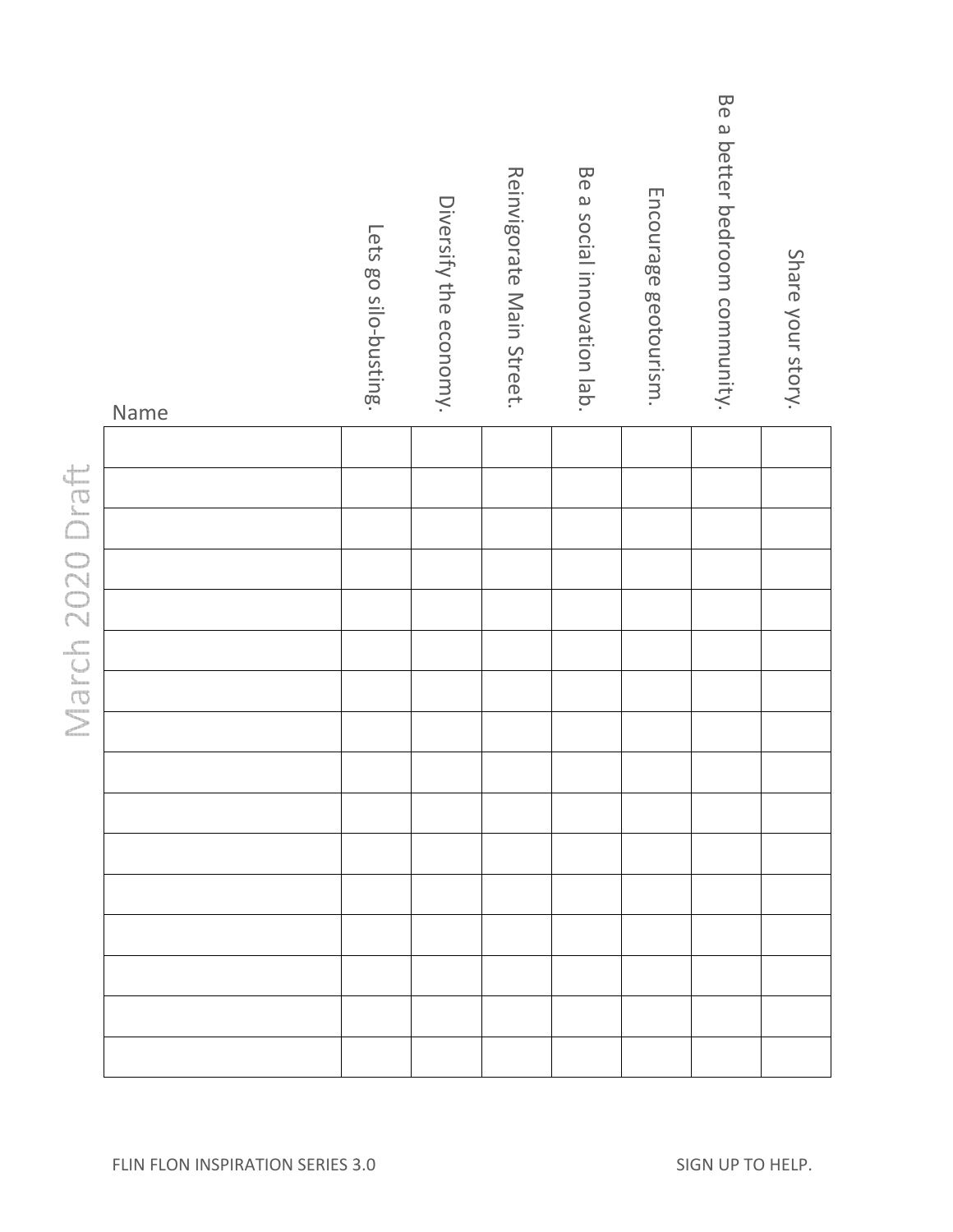March 2020 Draft

| Name | Lets go silo-busting. | Diversify the economy. | Reinvigorate Main Street. | Be a social innovation lab. | Encourage geotourism. | Be a better bedroom community. | Share your story. |
|---|---|---|---|---|---|---|---|
| | | | | | | | |
| | | | | | | | |
| | | | | | | | |
| | | | | | | | |
| | | | | | | | |
| | | | | | | | |
| | | | | | | | |
| | | | | | | | |
| | | | | | | | |
| | | | | | | | |
| | | | | | | | |
| | | | | | | | |
| | | | | | | | |
| | | | | | | | |
| | | | | | | | |
| | | | | | | | |

FLIN FLON INSPIRATION SERIES 3.0

SIGN UP TO HELP.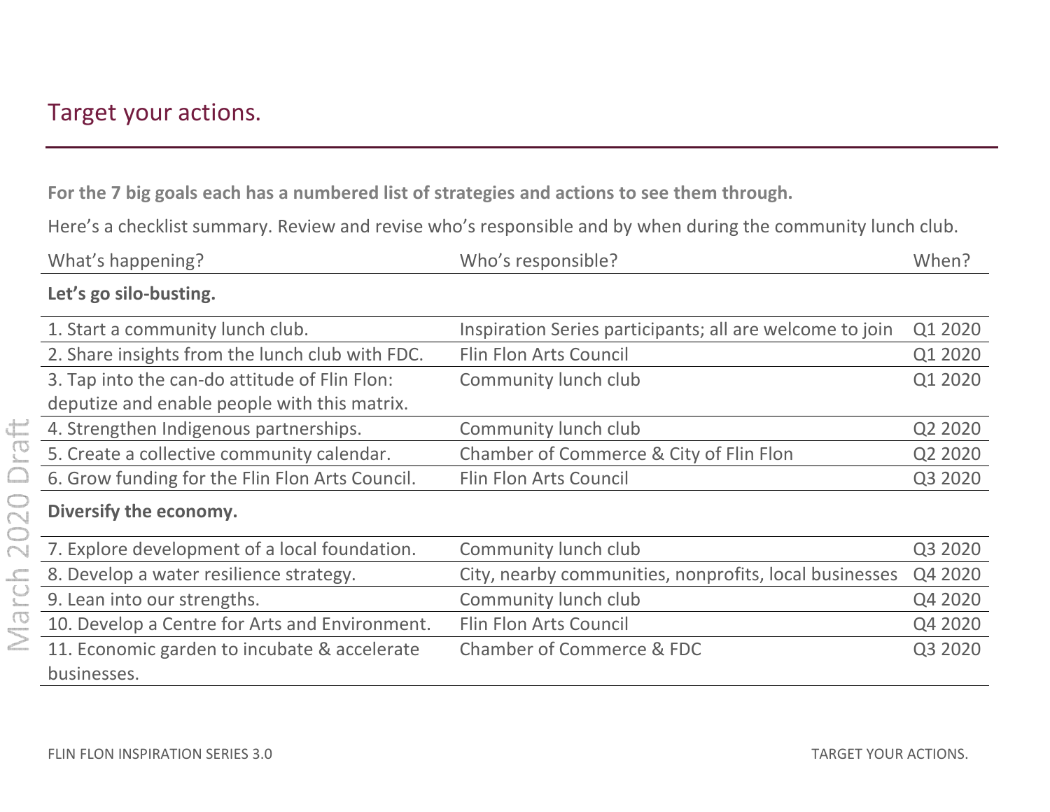# Target your actions.

**For the 7 big goals each has a numbered list of strategies and actions to see them through.**

Here's a checklist summary. Review and revise who's responsible and by when during the community lunch club.

| What's happening? | Who's responsible? | When? |
|---|---|---|
| **Let's go silo-busting.** | | |
| 1. Start a community lunch club. | Inspiration Series participants; all are welcome to join | Q1 2020 |
| 2. Share insights from the lunch club with FDC. | Flin Flon Arts Council | Q1 2020 |
| 3. Tap into the can-do attitude of Flin Flon: deputize and enable people with this matrix. | Community lunch club | Q1 2020 |
| 4. Strengthen Indigenous partnerships. | Community lunch club | Q2 2020 |
| 5. Create a collective community calendar. | Chamber of Commerce & City of Flin Flon | Q2 2020 |
| 6. Grow funding for the Flin Flon Arts Council. | Flin Flon Arts Council | Q3 2020 |
| **Diversify the economy.** | | |
| 7. Explore development of a local foundation. | Community lunch club | Q3 2020 |
| 8. Develop a water resilience strategy. | City, nearby communities, nonprofits, local businesses | Q4 2020 |
| 9. Lean into our strengths. | Community lunch club | Q4 2020 |
| 10. Develop a Centre for Arts and Environment. | Flin Flon Arts Council | Q4 2020 |
| 11. Economic garden to incubate & accelerate businesses. | Chamber of Commerce & FDC | Q3 2020 |

March 2020 Draft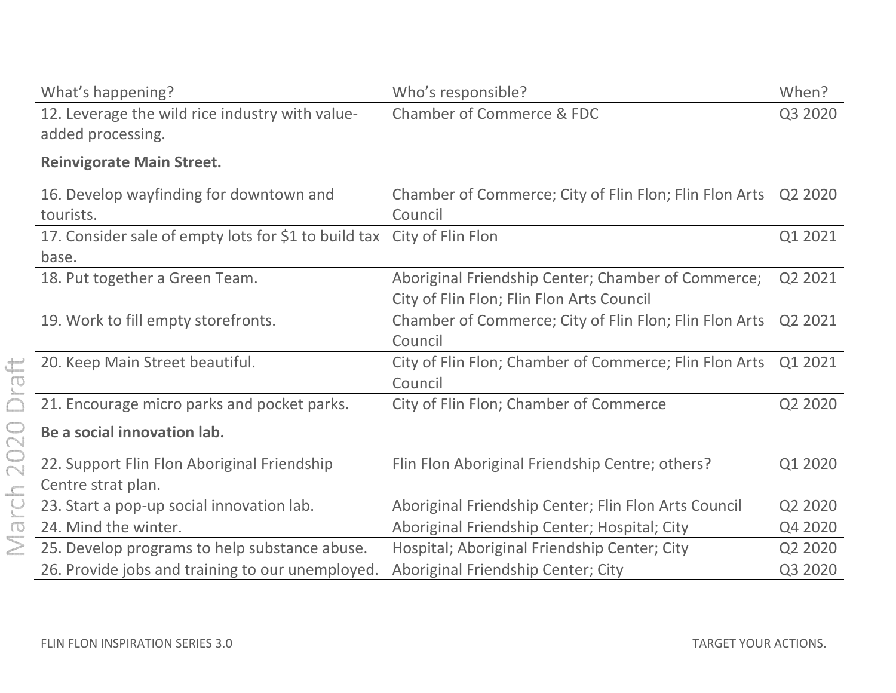| What's happening? | Who's responsible? | When? |
|---|---|---|
| 12. Leverage the wild rice industry with value-added processing. | Chamber of Commerce & FDC | Q3 2020 |
| **Reinvigorate Main Street.** | | |
| 16. Develop wayfinding for downtown and tourists. | Chamber of Commerce; City of Flin Flon; Flin Flon Arts Council | Q2 2020 |
| 17. Consider sale of empty lots for $1 to build tax base. | City of Flin Flon | Q1 2021 |
| 18. Put together a Green Team. | Aboriginal Friendship Center; Chamber of Commerce; City of Flin Flon; Flin Flon Arts Council | Q2 2021 |
| 19. Work to fill empty storefronts. | Chamber of Commerce; City of Flin Flon; Flin Flon Arts Council | Q2 2021 |
| 20. Keep Main Street beautiful. | City of Flin Flon; Chamber of Commerce; Flin Flon Arts Council | Q1 2021 |
| 21. Encourage micro parks and pocket parks. | City of Flin Flon; Chamber of Commerce | Q2 2020 |
| **Be a social innovation lab.** | | |
| 22. Support Flin Flon Aboriginal Friendship Centre strat plan. | Flin Flon Aboriginal Friendship Centre; others? | Q1 2020 |
| 23. Start a pop-up social innovation lab. | Aboriginal Friendship Center; Flin Flon Arts Council | Q2 2020 |
| 24. Mind the winter. | Aboriginal Friendship Center; Hospital; City | Q4 2020 |
| 25. Develop programs to help substance abuse. | Hospital; Aboriginal Friendship Center; City | Q2 2020 |
| 26. Provide jobs and training to our unemployed. | Aboriginal Friendship Center; City | Q3 2020 |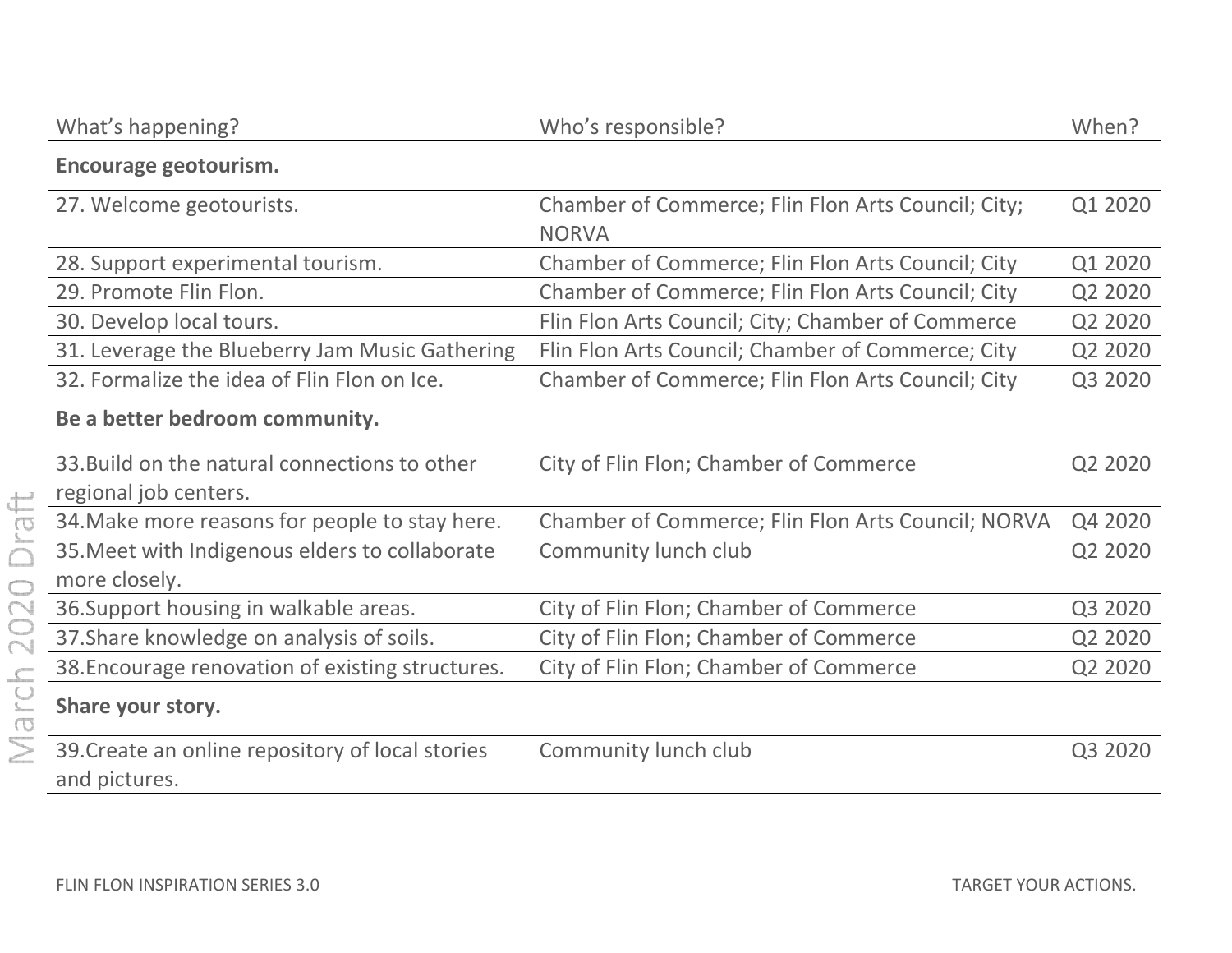| What's happening? | Who's responsible? | When? |
|---|---|---|
| **Encourage geotourism.** | | |
| 27. Welcome geotourists. | Chamber of Commerce; Flin Flon Arts Council; City; NORVA | Q1 2020 |
| 28. Support experimental tourism. | Chamber of Commerce; Flin Flon Arts Council; City | Q1 2020 |
| 29. Promote Flin Flon. | Chamber of Commerce; Flin Flon Arts Council; City | Q2 2020 |
| 30. Develop local tours. | Flin Flon Arts Council; City; Chamber of Commerce | Q2 2020 |
| 31. Leverage the Blueberry Jam Music Gathering | Flin Flon Arts Council; Chamber of Commerce; City | Q2 2020 |
| 32. Formalize the idea of Flin Flon on Ice. | Chamber of Commerce; Flin Flon Arts Council; City | Q3 2020 |
| **Be a better bedroom community.** | | |
| 33.Build on the natural connections to other regional job centers. | City of Flin Flon; Chamber of Commerce | Q2 2020 |
| 34.Make more reasons for people to stay here. | Chamber of Commerce; Flin Flon Arts Council; NORVA | Q4 2020 |
| 35.Meet with Indigenous elders to collaborate more closely. | Community lunch club | Q2 2020 |
| 36.Support housing in walkable areas. | City of Flin Flon; Chamber of Commerce | Q3 2020 |
| 37.Share knowledge on analysis of soils. | City of Flin Flon; Chamber of Commerce | Q2 2020 |
| 38.Encourage renovation of existing structures. | City of Flin Flon; Chamber of Commerce | Q2 2020 |
| **Share your story.** | | |
| 39.Create an online repository of local stories and pictures. | Community lunch club | Q3 2020 |